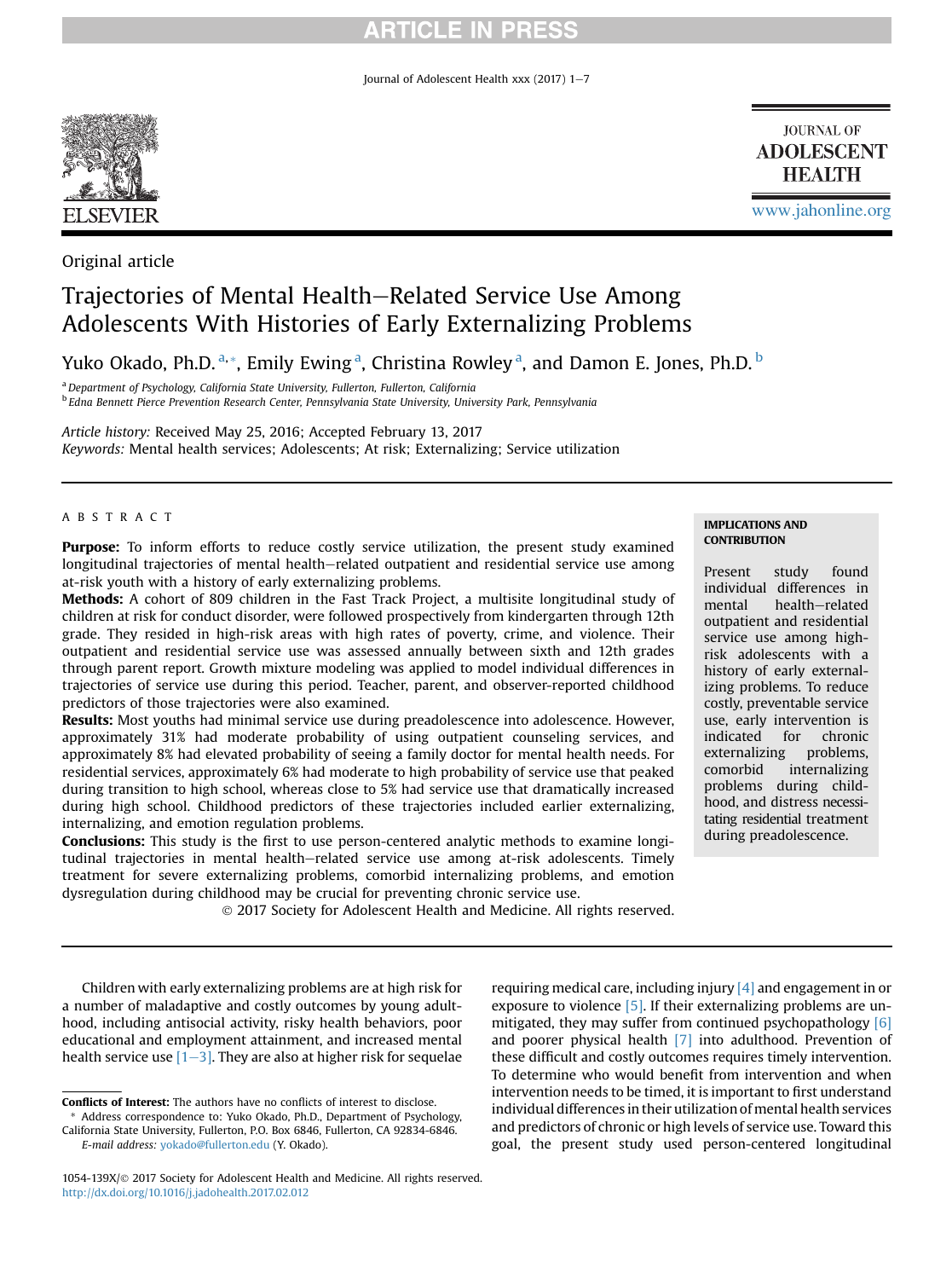Original article

# Trajectories of Mental Health–Related Service Use Among Adolescents With Histories of Early Externalizing Problems

Yuko Okado, Ph.D. [a,*], Emily Ewing [a], Christina Rowley [a], and Damon E. Jones, Ph.D. [b]

[a] Department of Psychology, California State University, Fullerton, Fullerton, California
[b] Edna Bennett Pierce Prevention Research Center, Pennsylvania State University, University Park, Pennsylvania

*Article history:* Received May 25, 2016; Accepted February 13, 2017
*Keywords:* Mental health services; Adolescents; At risk; Externalizing; Service utilization

## ABSTRACT

**Purpose:** To inform efforts to reduce costly service utilization, the present study examined longitudinal trajectories of mental health–related outpatient and residential service use among at-risk youth with a history of early externalizing problems.

**Methods:** A cohort of 809 children in the Fast Track Project, a multisite longitudinal study of children at risk for conduct disorder, were followed prospectively from kindergarten through 12th grade. They resided in high-risk areas with high rates of poverty, crime, and violence. Their outpatient and residential service use was assessed annually between sixth and 12th grades through parent report. Growth mixture modeling was applied to model individual differences in trajectories of service use during this period. Teacher, parent, and observer-reported childhood predictors of those trajectories were also examined.

**Results:** Most youths had minimal service use during preadolescence into adolescence. However, approximately 31% had moderate probability of using outpatient counseling services, and approximately 8% had elevated probability of seeing a family doctor for mental health needs. For residential services, approximately 6% had moderate to high probability of service use that peaked during transition to high school, whereas close to 5% had service use that dramatically increased during high school. Childhood predictors of these trajectories included earlier externalizing, internalizing, and emotion regulation problems.

**Conclusions:** This study is the first to use person-centered analytic methods to examine longitudinal trajectories in mental health–related service use among at-risk adolescents. Timely treatment for severe externalizing problems, comorbid internalizing problems, and emotion dysregulation during childhood may be crucial for preventing chronic service use.

© 2017 Society for Adolescent Health and Medicine. All rights reserved.

**IMPLICATIONS AND CONTRIBUTION**

Present study found individual differences in mental health–related outpatient and residential service use among high-risk adolescents with a history of early externalizing problems. To reduce costly, preventable service use, early intervention is indicated for chronic externalizing problems, comorbid internalizing problems during childhood, and distress necessitating residential treatment during preadolescence.

Children with early externalizing problems are at high risk for a number of maladaptive and costly outcomes by young adulthood, including antisocial activity, risky health behaviors, poor educational and employment attainment, and increased mental health service use [1–3]. They are also at higher risk for sequelae requiring medical care, including injury [4] and engagement in or exposure to violence [5]. If their externalizing problems are unmitigated, they may suffer from continued psychopathology [6] and poorer physical health [7] into adulthood. Prevention of these difficult and costly outcomes requires timely intervention. To determine who would benefit from intervention and when intervention needs to be timed, it is important to first understand individual differences in their utilization of mental health services and predictors of chronic or high levels of service use. Toward this goal, the present study used person-centered longitudinal

**Conflicts of Interest:** The authors have no conflicts of interest to disclose.

* Address correspondence to: Yuko Okado, Ph.D., Department of Psychology, California State University, Fullerton, P.O. Box 6846, Fullerton, CA 92834-6846.
*E-mail address:* yokado@fullerton.edu (Y. Okado).

1054-139X/© 2017 Society for Adolescent Health and Medicine. All rights reserved.
http://dx.doi.org/10.1016/j.jadohealth.2017.02.012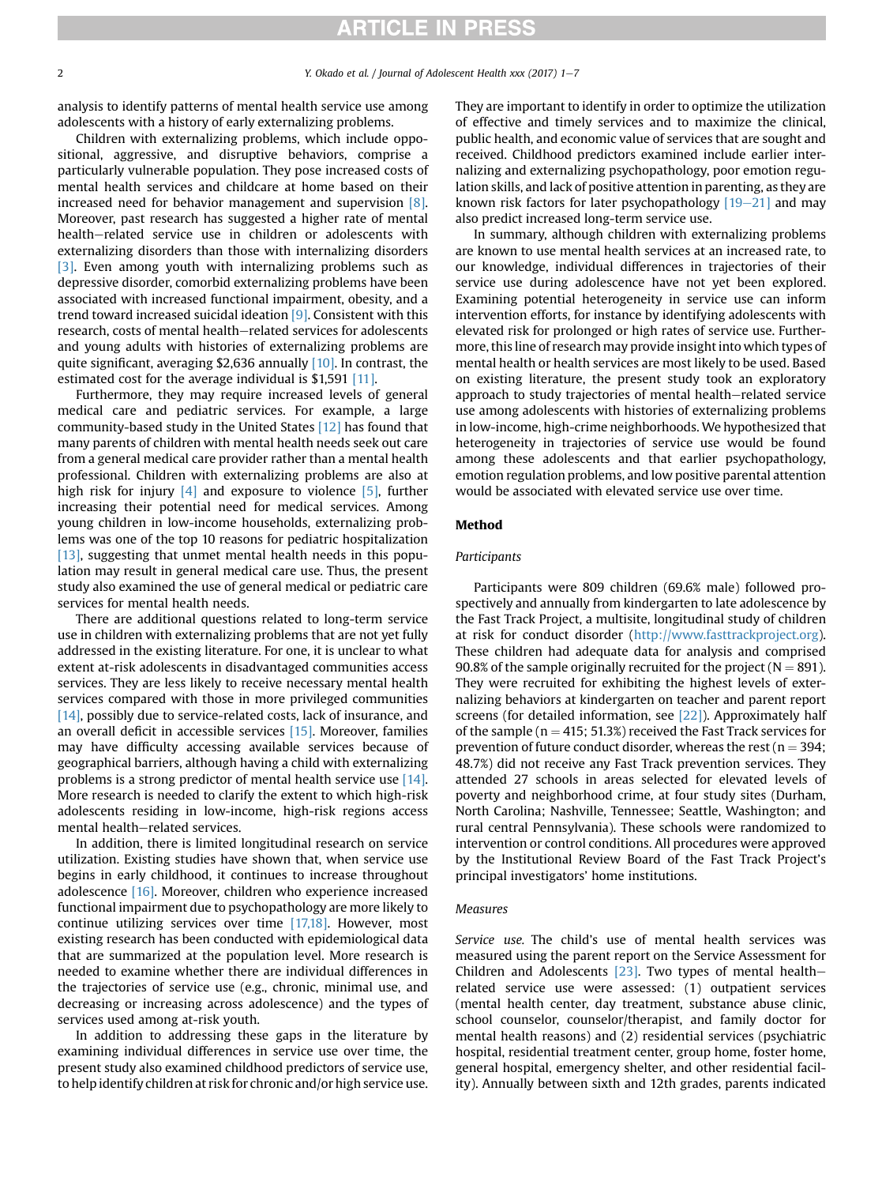analysis to identify patterns of mental health service use among adolescents with a history of early externalizing problems.

Children with externalizing problems, which include oppositional, aggressive, and disruptive behaviors, comprise a particularly vulnerable population. They pose increased costs of mental health services and childcare at home based on their increased need for behavior management and supervision [8]. Moreover, past research has suggested a higher rate of mental health–related service use in children or adolescents with externalizing disorders than those with internalizing disorders [3]. Even among youth with internalizing problems such as depressive disorder, comorbid externalizing problems have been associated with increased functional impairment, obesity, and a trend toward increased suicidal ideation [9]. Consistent with this research, costs of mental health–related services for adolescents and young adults with histories of externalizing problems are quite significant, averaging $2,636 annually [10]. In contrast, the estimated cost for the average individual is $1,591 [11].

Furthermore, they may require increased levels of general medical care and pediatric services. For example, a large community-based study in the United States [12] has found that many parents of children with mental health needs seek out care from a general medical care provider rather than a mental health professional. Children with externalizing problems are also at high risk for injury [4] and exposure to violence [5], further increasing their potential need for medical services. Among young children in low-income households, externalizing problems was one of the top 10 reasons for pediatric hospitalization [13], suggesting that unmet mental health needs in this population may result in general medical care use. Thus, the present study also examined the use of general medical or pediatric care services for mental health needs.

There are additional questions related to long-term service use in children with externalizing problems that are not yet fully addressed in the existing literature. For one, it is unclear to what extent at-risk adolescents in disadvantaged communities access services. They are less likely to receive necessary mental health services compared with those in more privileged communities [14], possibly due to service-related costs, lack of insurance, and an overall deficit in accessible services [15]. Moreover, families may have difficulty accessing available services because of geographical barriers, although having a child with externalizing problems is a strong predictor of mental health service use [14]. More research is needed to clarify the extent to which high-risk adolescents residing in low-income, high-risk regions access mental health–related services.

In addition, there is limited longitudinal research on service utilization. Existing studies have shown that, when service use begins in early childhood, it continues to increase throughout adolescence [16]. Moreover, children who experience increased functional impairment due to psychopathology are more likely to continue utilizing services over time [17,18]. However, most existing research has been conducted with epidemiological data that are summarized at the population level. More research is needed to examine whether there are individual differences in the trajectories of service use (e.g., chronic, minimal use, and decreasing or increasing across adolescence) and the types of services used among at-risk youth.

In addition to addressing these gaps in the literature by examining individual differences in service use over time, the present study also examined childhood predictors of service use, to help identify children at risk for chronic and/or high service use. They are important to identify in order to optimize the utilization of effective and timely services and to maximize the clinical, public health, and economic value of services that are sought and received. Childhood predictors examined include earlier internalizing and externalizing psychopathology, poor emotion regulation skills, and lack of positive attention in parenting, as they are known risk factors for later psychopathology [19–21] and may also predict increased long-term service use.

In summary, although children with externalizing problems are known to use mental health services at an increased rate, to our knowledge, individual differences in trajectories of their service use during adolescence have not yet been explored. Examining potential heterogeneity in service use can inform intervention efforts, for instance by identifying adolescents with elevated risk for prolonged or high rates of service use. Furthermore, this line of research may provide insight into which types of mental health or health services are most likely to be used. Based on existing literature, the present study took an exploratory approach to study trajectories of mental health–related service use among adolescents with histories of externalizing problems in low-income, high-crime neighborhoods. We hypothesized that heterogeneity in trajectories of service use would be found among these adolescents and that earlier psychopathology, emotion regulation problems, and low positive parental attention would be associated with elevated service use over time.

## Method

### Participants

Participants were 809 children (69.6% male) followed prospectively and annually from kindergarten to late adolescence by the Fast Track Project, a multisite, longitudinal study of children at risk for conduct disorder (http://www.fasttrackproject.org). These children had adequate data for analysis and comprised 90.8% of the sample originally recruited for the project ($N = 891$). They were recruited for exhibiting the highest levels of externalizing behaviors at kindergarten on teacher and parent report screens (for detailed information, see [22]). Approximately half of the sample ($n = 415$; 51.3%) received the Fast Track services for prevention of future conduct disorder, whereas the rest ($n = 394$; 48.7%) did not receive any Fast Track prevention services. They attended 27 schools in areas selected for elevated levels of poverty and neighborhood crime, at four study sites (Durham, North Carolina; Nashville, Tennessee; Seattle, Washington; and rural central Pennsylvania). These schools were randomized to intervention or control conditions. All procedures were approved by the Institutional Review Board of the Fast Track Project's principal investigators' home institutions.

### Measures

*Service use.* The child's use of mental health services was measured using the parent report on the Service Assessment for Children and Adolescents [23]. Two types of mental health–related service use were assessed: (1) outpatient services (mental health center, day treatment, substance abuse clinic, school counselor, counselor/therapist, and family doctor for mental health reasons) and (2) residential services (psychiatric hospital, residential treatment center, group home, foster home, general hospital, emergency shelter, and other residential facility). Annually between sixth and 12th grades, parents indicated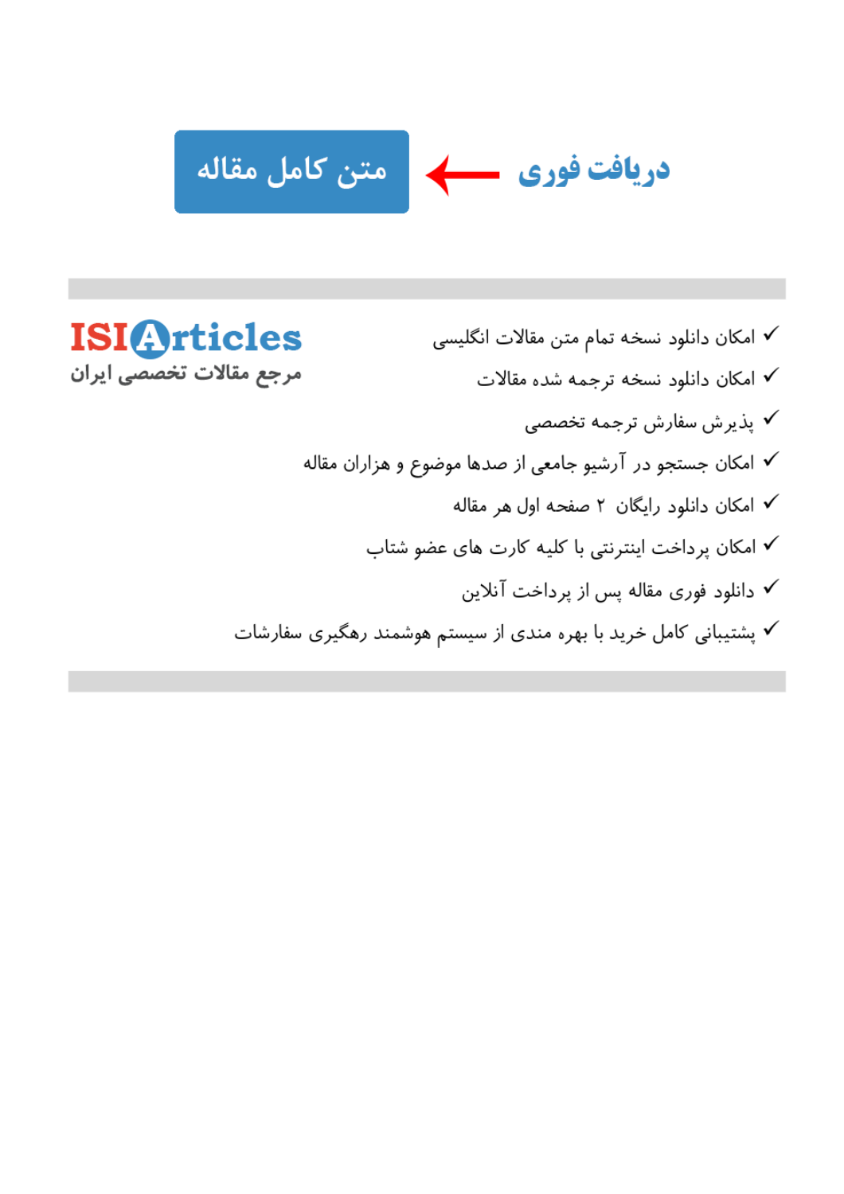دریافت فوری ← **متن کامل مقاله**

**ISIArticles**
مرجع مقالات تخصصی ایران

- ✓ امکان دانلود نسخه تمام متن مقالات انگلیسی
- ✓ امکان دانلود نسخه ترجمه شده مقالات
- ✓ پذیرش سفارش ترجمه تخصصی
- ✓ امکان جستجو در آرشیو جامعی از صدها موضوع و هزاران مقاله
- ✓ امکان دانلود رایگان ۲ صفحه اول هر مقاله
- ✓ امکان پرداخت اینترنتی با کلیه کارت های عضو شتاب
- ✓ دانلود فوری مقاله پس از پرداخت آنلاین
- ✓ پشتیبانی کامل خرید با بهره مندی از سیستم هوشمند رهگیری سفارشات